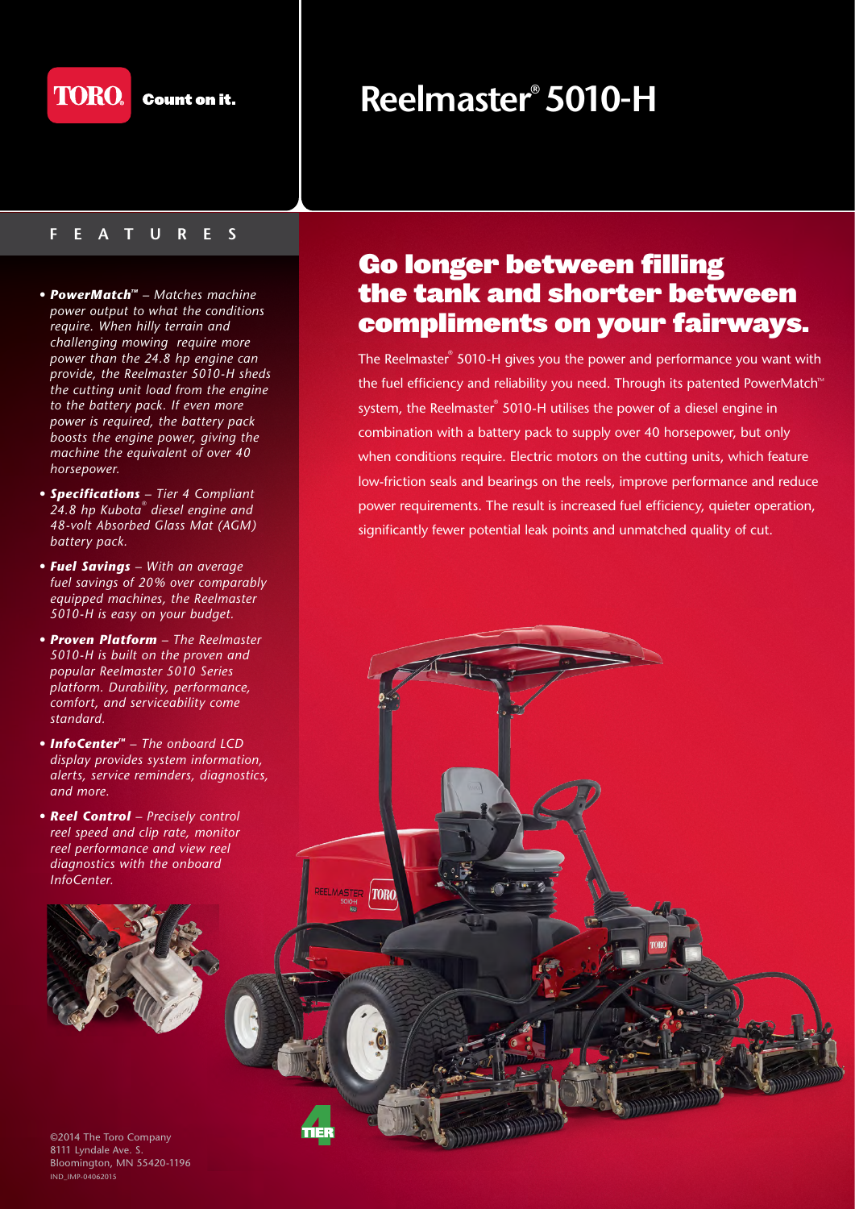TORO. Count on it.

# Reelmaster® 5010-H

## FEATURES

- ***PowerMatch™*** *– Matches machine power output to what the conditions require. When hilly terrain and challenging mowing require more power than the 24.8 hp engine can provide, the Reelmaster 5010-H sheds the cutting unit load from the engine to the battery pack. If even more power is required, the battery pack boosts the engine power, giving the machine the equivalent of over 40 horsepower.*
- ***Specifications*** *– Tier 4 Compliant 24.8 hp Kubota® diesel engine and 48-volt Absorbed Glass Mat (AGM) battery pack.*
- ***Fuel Savings*** *– With an average fuel savings of 20% over comparably equipped machines, the Reelmaster 5010-H is easy on your budget.*
- ***Proven Platform*** *– The Reelmaster 5010-H is built on the proven and popular Reelmaster 5010 Series platform. Durability, performance, comfort, and serviceability come standard.*
- ***InfoCenter™*** *– The onboard LCD display provides system information, alerts, service reminders, diagnostics, and more.*
- ***Reel Control*** *– Precisely control reel speed and clip rate, monitor reel performance and view reel diagnostics with the onboard InfoCenter.*

## Go longer between filling the tank and shorter between compliments on your fairways.

The Reelmaster® 5010-H gives you the power and performance you want with the fuel efficiency and reliability you need. Through its patented PowerMatch™ system, the Reelmaster® 5010-H utilises the power of a diesel engine in combination with a battery pack to supply over 40 horsepower, but only when conditions require. Electric motors on the cutting units, which feature low-friction seals and bearings on the reels, improve performance and reduce power requirements. The result is increased fuel efficiency, quieter operation, significantly fewer potential leak points and unmatched quality of cut.

©2014 The Toro Company
8111 Lyndale Ave. S.
Bloomington, MN 55420-1196
IND_IMP-04062015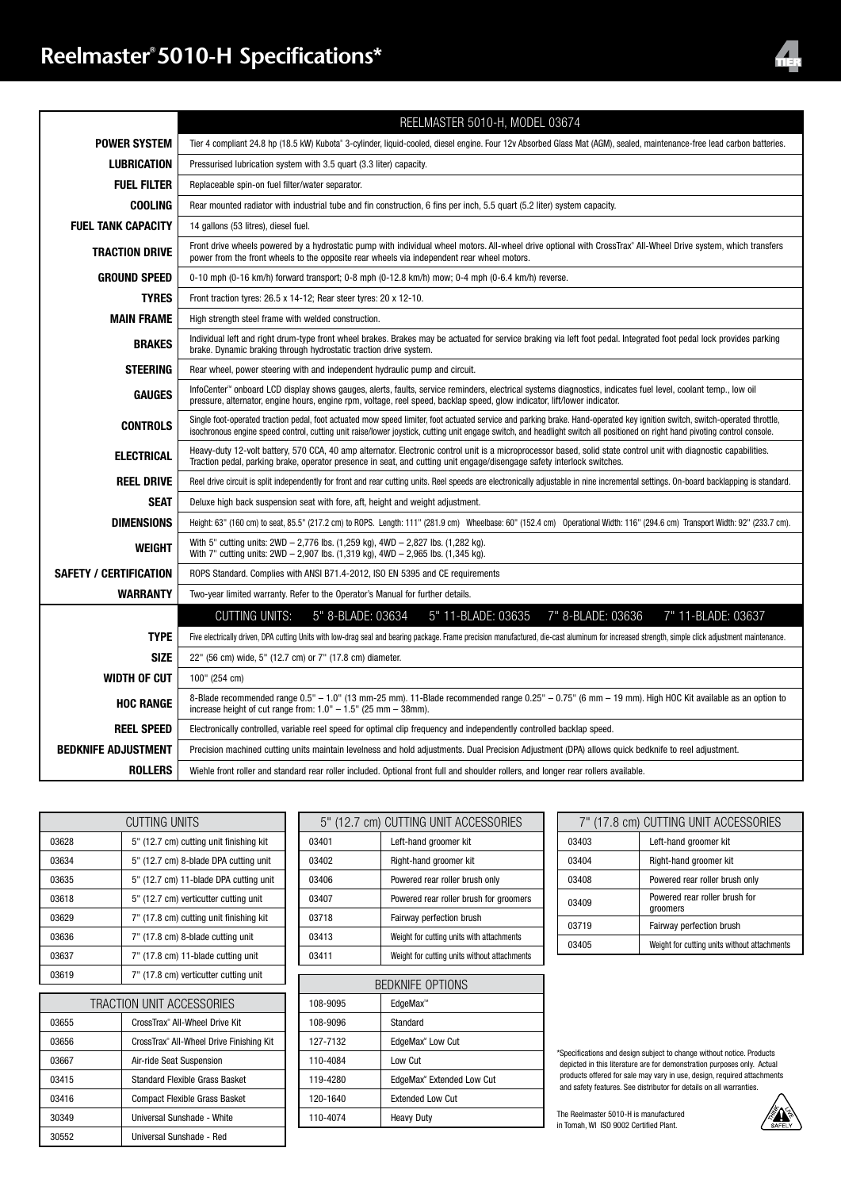# Reelmaster® 5010-H Specifications*

| | REELMASTER 5010-H, MODEL 03674 |
|---|---|
| **POWER SYSTEM** | Tier 4 compliant 24.8 hp (18.5 kW) Kubota® 3-cylinder, liquid-cooled, diesel engine. Four 12v Absorbed Glass Mat (AGM), sealed, maintenance-free lead carbon batteries. |
| **LUBRICATION** | Pressurised lubrication system with 3.5 quart (3.3 liter) capacity. |
| **FUEL FILTER** | Replaceable spin-on fuel filter/water separator. |
| **COOLING** | Rear mounted radiator with industrial tube and fin construction, 6 fins per inch, 5.5 quart (5.2 liter) system capacity. |
| **FUEL TANK CAPACITY** | 14 gallons (53 litres), diesel fuel. |
| **TRACTION DRIVE** | Front drive wheels powered by a hydrostatic pump with individual wheel motors. All-wheel drive optional with CrossTrax® All-Wheel Drive system, which transfers power from the front wheels to the opposite rear wheels via independent rear wheel motors. |
| **GROUND SPEED** | 0-10 mph (0-16 km/h) forward transport; 0-8 mph (0-12.8 km/h) mow; 0-4 mph (0-6.4 km/h) reverse. |
| **TYRES** | Front traction tyres: 26.5 x 14-12; Rear steer tyres: 20 x 12-10. |
| **MAIN FRAME** | High strength steel frame with welded construction. |
| **BRAKES** | Individual left and right drum-type front wheel brakes. Brakes may be actuated for service braking via left foot pedal. Integrated foot pedal lock provides parking brake. Dynamic braking through hydrostatic traction drive system. |
| **STEERING** | Rear wheel, power steering with and independent hydraulic pump and circuit. |
| **GAUGES** | InfoCenter™ onboard LCD display shows gauges, alerts, faults, service reminders, electrical systems diagnostics, indicates fuel level, coolant temp., low oil pressure, alternator, engine hours, engine rpm, voltage, reel speed, backlap speed, glow indicator, lift/lower indicator. |
| **CONTROLS** | Single foot-operated traction pedal, foot actuated mow speed limiter, foot actuated service and parking brake. Hand-operated key ignition switch, switch-operated throttle, isochronous engine speed control, cutting unit raise/lower joystick, cutting unit engage switch, and headlight switch all positioned on right hand pivoting control console. |
| **ELECTRICAL** | Heavy-duty 12-volt battery, 570 CCA, 40 amp alternator. Electronic control unit is a microprocessor based, solid state control unit with diagnostic capabilities. Traction pedal, parking brake, operator presence in seat, and cutting unit engage/disengage safety interlock switches. |
| **REEL DRIVE** | Reel drive circuit is split independently for front and rear cutting units. Reel speeds are electronically adjustable in nine incremental settings. On-board backlapping is standard. |
| **SEAT** | Deluxe high back suspension seat with fore, aft, height and weight adjustment. |
| **DIMENSIONS** | Height: 63" (160 cm) to seat, 85.5" (217.2 cm) to ROPS. Length: 111" (281.9 cm) Wheelbase: 60" (152.4 cm) Operational Width: 116" (294.6 cm) Transport Width: 92" (233.7 cm). |
| **WEIGHT** | With 5" cutting units: 2WD – 2,776 lbs. (1,259 kg), 4WD – 2,827 lbs. (1,282 kg). With 7" cutting units: 2WD – 2,907 lbs. (1,319 kg), 4WD – 2,965 lbs. (1,345 kg). |
| **SAFETY / CERTIFICATION** | ROPS Standard. Complies with ANSI B71.4-2012, ISO EN 5395 and CE requirements |
| **WARRANTY** | Two-year limited warranty. Refer to the Operator's Manual for further details. |
| | CUTTING UNITS: 5" 8-BLADE: 03634 5" 11-BLADE: 03635 7" 8-BLADE: 03636 7" 11-BLADE: 03637 |
| **TYPE** | Five electrically driven, DPA cutting Units with low-drag seal and bearing package. Frame precision manufactured, die-cast aluminum for increased strength, simple click adjustment maintenance. |
| **SIZE** | 22" (56 cm) wide, 5" (12.7 cm) or 7" (17.8 cm) diameter. |
| **WIDTH OF CUT** | 100" (254 cm) |
| **HOC RANGE** | 8-Blade recommended range 0.5" – 1.0" (13 mm-25 mm). 11-Blade recommended range 0.25" – 0.75" (6 mm – 19 mm). High HOC Kit available as an option to increase height of cut range from: 1.0" – 1.5" (25 mm – 38mm). |
| **REEL SPEED** | Electronically controlled, variable reel speed for optimal clip frequency and independently controlled backlap speed. |
| **BEDKNIFE ADJUSTMENT** | Precision machined cutting units maintain levelness and hold adjustments. Dual Precision Adjustment (DPA) allows quick bedknife to reel adjustment. |
| **ROLLERS** | Wiehle front roller and standard rear roller included. Optional front full and shoulder rollers, and longer rear rollers available. |

| CUTTING UNITS | |
|---|---|
| 03628 | 5" (12.7 cm) cutting unit finishing kit |
| 03634 | 5" (12.7 cm) 8-blade DPA cutting unit |
| 03635 | 5" (12.7 cm) 11-blade DPA cutting unit |
| 03618 | 5" (12.7 cm) verticutter cutting unit |
| 03629 | 7" (17.8 cm) cutting unit finishing kit |
| 03636 | 7" (17.8 cm) 8-blade cutting unit |
| 03637 | 7" (17.8 cm) 11-blade cutting unit |
| 03619 | 7" (17.8 cm) verticutter cutting unit |

| TRACTION UNIT ACCESSORIES | |
|---|---|
| 03655 | CrossTrax® All-Wheel Drive Kit |
| 03656 | CrossTrax® All-Wheel Drive Finishing Kit |
| 03667 | Air-ride Seat Suspension |
| 03415 | Standard Flexible Grass Basket |
| 03416 | Compact Flexible Grass Basket |
| 30349 | Universal Sunshade - White |
| 30552 | Universal Sunshade - Red |

| 5" (12.7 cm) CUTTING UNIT ACCESSORIES | |
|---|---|
| 03401 | Left-hand groomer kit |
| 03402 | Right-hand groomer kit |
| 03406 | Powered rear roller brush only |
| 03407 | Powered rear roller brush for groomers |
| 03718 | Fairway perfection brush |
| 03413 | Weight for cutting units with attachments |
| 03411 | Weight for cutting units without attachments |

| BEDKNIFE OPTIONS | |
|---|---|
| 108-9095 | EdgeMax™ |
| 108-9096 | Standard |
| 127-7132 | EdgeMax® Low Cut |
| 110-4084 | Low Cut |
| 119-4280 | EdgeMax® Extended Low Cut |
| 120-1640 | Extended Low Cut |
| 110-4074 | Heavy Duty |

| 7" (17.8 cm) CUTTING UNIT ACCESSORIES | |
|---|---|
| 03403 | Left-hand groomer kit |
| 03404 | Right-hand groomer kit |
| 03408 | Powered rear roller brush only |
| 03409 | Powered rear roller brush for groomers |
| 03719 | Fairway perfection brush |
| 03405 | Weight for cutting units without attachments |

*Specifications and design subject to change without notice. Products depicted in this literature are for demonstration purposes only. Actual products offered for sale may vary in use, design, required attachments and safety features. See distributor for details on all warranties.

The Reelmaster 5010-H is manufactured in Tomah, WI ISO 9002 Certified Plant.